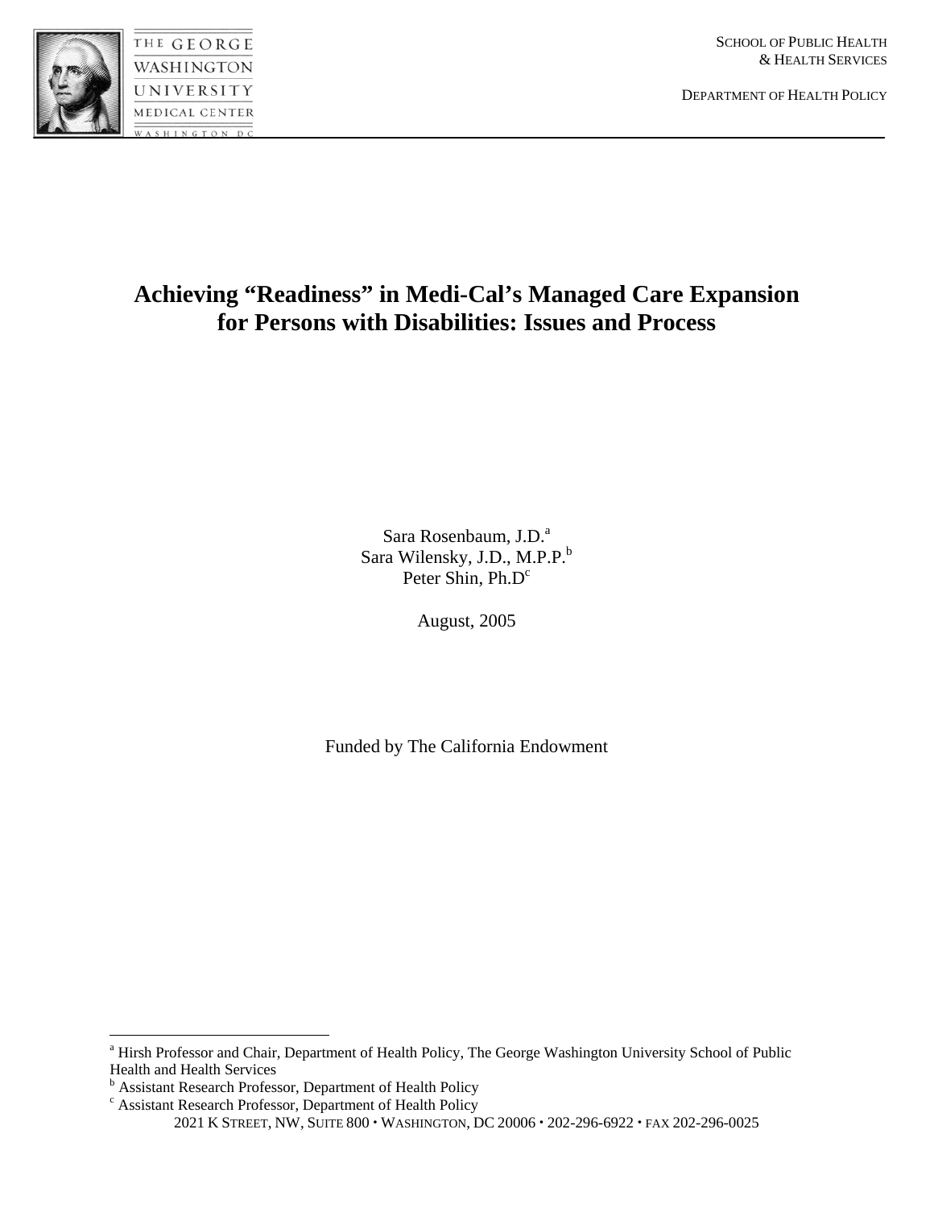THE GEORGE WASHINGTON UNIVERSITY MEDICAL CENTER WASHINGTON DC

SCHOOL OF PUBLIC HEALTH & HEALTH SERVICES

DEPARTMENT OF HEALTH POLICY

# Achieving "Readiness" in Medi-Cal's Managed Care Expansion for Persons with Disabilities: Issues and Process

Sara Rosenbaum, J.D.[a]
Sara Wilensky, J.D., M.P.P.[b]
Peter Shin, Ph.D[c]

August, 2005

Funded by The California Endowment

[a] Hirsh Professor and Chair, Department of Health Policy, The George Washington University School of Public Health and Health Services

[b] Assistant Research Professor, Department of Health Policy

[c] Assistant Research Professor, Department of Health Policy

2021 K STREET, NW, SUITE 800 • WASHINGTON, DC 20006 • 202-296-6922 • FAX 202-296-0025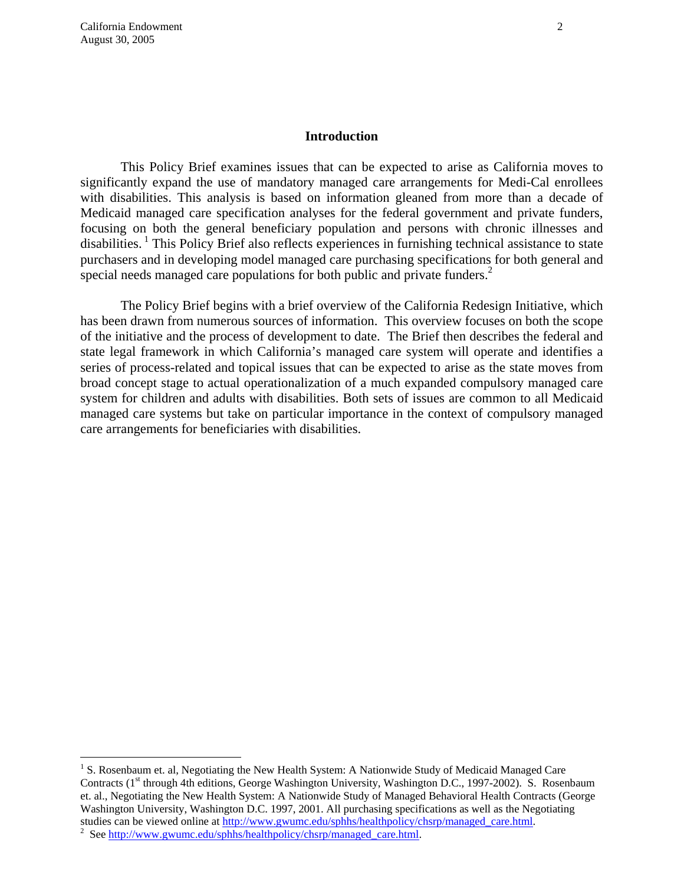## Introduction

This Policy Brief examines issues that can be expected to arise as California moves to significantly expand the use of mandatory managed care arrangements for Medi-Cal enrollees with disabilities. This analysis is based on information gleaned from more than a decade of Medicaid managed care specification analyses for the federal government and private funders, focusing on both the general beneficiary population and persons with chronic illnesses and disabilities. [1] This Policy Brief also reflects experiences in furnishing technical assistance to state purchasers and in developing model managed care purchasing specifications for both general and special needs managed care populations for both public and private funders.[2]

The Policy Brief begins with a brief overview of the California Redesign Initiative, which has been drawn from numerous sources of information. This overview focuses on both the scope of the initiative and the process of development to date. The Brief then describes the federal and state legal framework in which California's managed care system will operate and identifies a series of process-related and topical issues that can be expected to arise as the state moves from broad concept stage to actual operationalization of a much expanded compulsory managed care system for children and adults with disabilities. Both sets of issues are common to all Medicaid managed care systems but take on particular importance in the context of compulsory managed care arrangements for beneficiaries with disabilities.

---

[1] S. Rosenbaum et. al, Negotiating the New Health System: A Nationwide Study of Medicaid Managed Care Contracts (1st through 4th editions, George Washington University, Washington D.C., 1997-2002). S. Rosenbaum et. al., Negotiating the New Health System: A Nationwide Study of Managed Behavioral Health Contracts (George Washington University, Washington D.C. 1997, 2001. All purchasing specifications as well as the Negotiating studies can be viewed online at http://www.gwumc.edu/sphhs/healthpolicy/chsrp/managed_care.html.

[2] See http://www.gwumc.edu/sphhs/healthpolicy/chsrp/managed_care.html.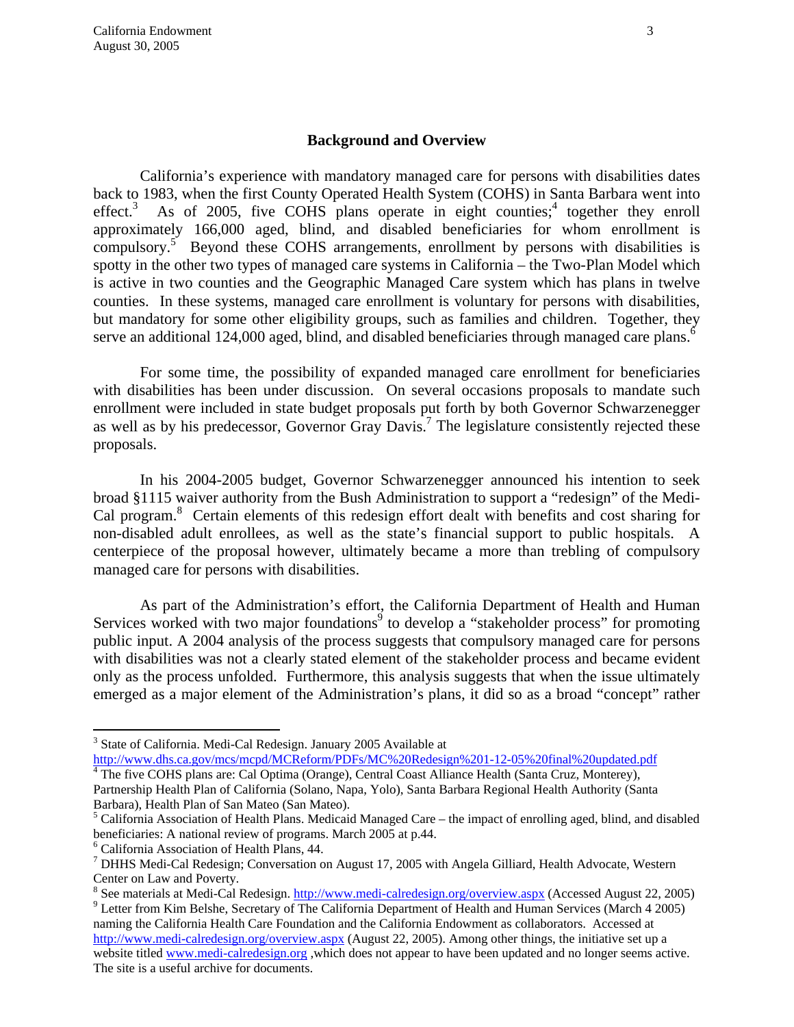## Background and Overview

California's experience with mandatory managed care for persons with disabilities dates back to 1983, when the first County Operated Health System (COHS) in Santa Barbara went into effect.[3] As of 2005, five COHS plans operate in eight counties;[4] together they enroll approximately 166,000 aged, blind, and disabled beneficiaries for whom enrollment is compulsory.[5] Beyond these COHS arrangements, enrollment by persons with disabilities is spotty in the other two types of managed care systems in California – the Two-Plan Model which is active in two counties and the Geographic Managed Care system which has plans in twelve counties. In these systems, managed care enrollment is voluntary for persons with disabilities, but mandatory for some other eligibility groups, such as families and children. Together, they serve an additional 124,000 aged, blind, and disabled beneficiaries through managed care plans.[6]

For some time, the possibility of expanded managed care enrollment for beneficiaries with disabilities has been under discussion. On several occasions proposals to mandate such enrollment were included in state budget proposals put forth by both Governor Schwarzenegger as well as by his predecessor, Governor Gray Davis.[7] The legislature consistently rejected these proposals.

In his 2004-2005 budget, Governor Schwarzenegger announced his intention to seek broad §1115 waiver authority from the Bush Administration to support a "redesign" of the Medi-Cal program.[8] Certain elements of this redesign effort dealt with benefits and cost sharing for non-disabled adult enrollees, as well as the state's financial support to public hospitals. A centerpiece of the proposal however, ultimately became a more than trebling of compulsory managed care for persons with disabilities.

As part of the Administration's effort, the California Department of Health and Human Services worked with two major foundations[9] to develop a "stakeholder process" for promoting public input. A 2004 analysis of the process suggests that compulsory managed care for persons with disabilities was not a clearly stated element of the stakeholder process and became evident only as the process unfolded. Furthermore, this analysis suggests that when the issue ultimately emerged as a major element of the Administration's plans, it did so as a broad "concept" rather

---

[3] State of California. Medi-Cal Redesign. January 2005 Available at http://www.dhs.ca.gov/mcs/mcpd/MCReform/PDFs/MC%20Redesign%201-12-05%20final%20updated.pdf

[4] The five COHS plans are: Cal Optima (Orange), Central Coast Alliance Health (Santa Cruz, Monterey), Partnership Health Plan of California (Solano, Napa, Yolo), Santa Barbara Regional Health Authority (Santa Barbara), Health Plan of San Mateo (San Mateo).

[5] California Association of Health Plans. Medicaid Managed Care – the impact of enrolling aged, blind, and disabled beneficiaries: A national review of programs. March 2005 at p.44.

[6] California Association of Health Plans, 44.

[7] DHHS Medi-Cal Redesign; Conversation on August 17, 2005 with Angela Gilliard, Health Advocate, Western Center on Law and Poverty.

[8] See materials at Medi-Cal Redesign. http://www.medi-calredesign.org/overview.aspx (Accessed August 22, 2005)

[9] Letter from Kim Belshe, Secretary of The California Department of Health and Human Services (March 4 2005) naming the California Health Care Foundation and the California Endowment as collaborators. Accessed at http://www.medi-calredesign.org/overview.aspx (August 22, 2005). Among other things, the initiative set up a website titled www.medi-calredesign.org ,which does not appear to have been updated and no longer seems active. The site is a useful archive for documents.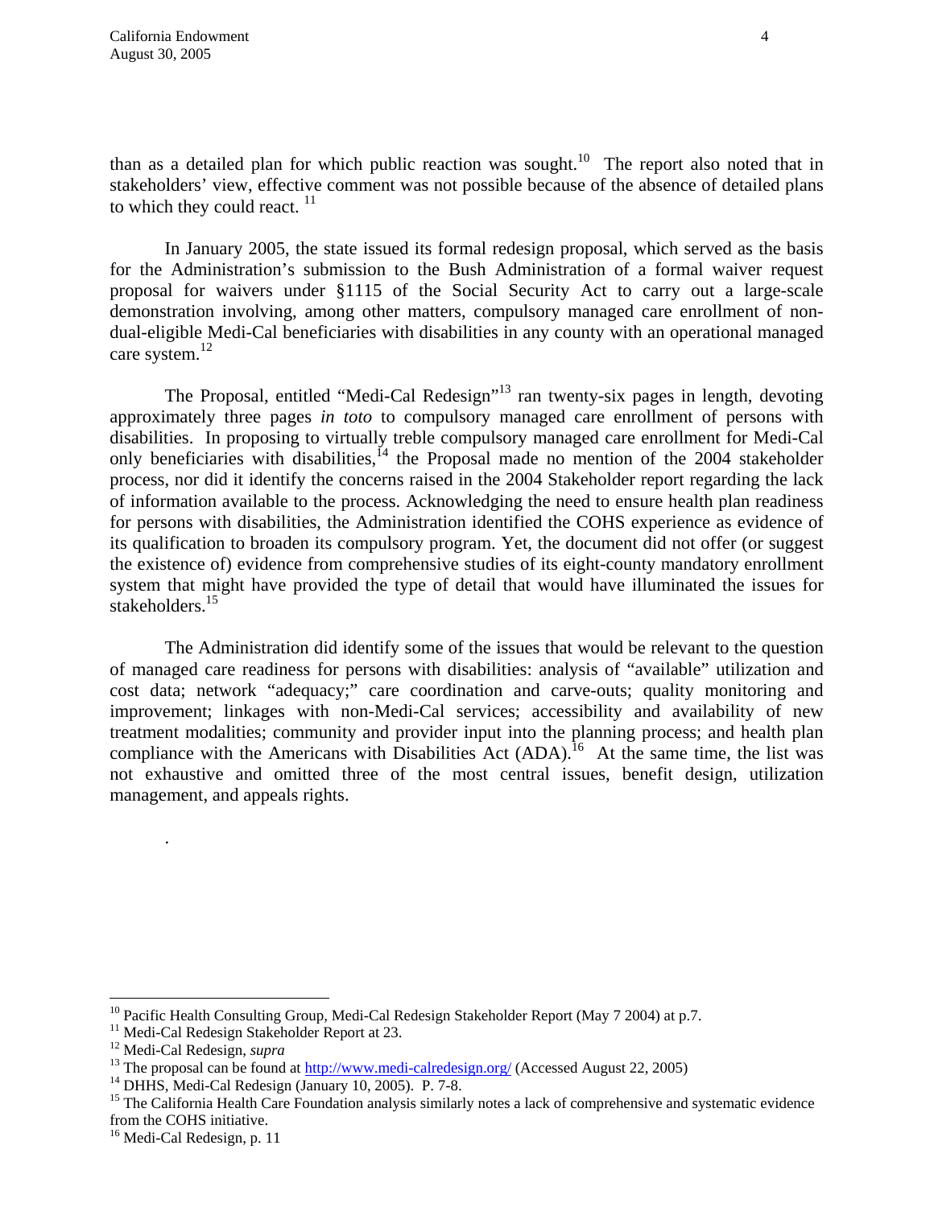than as a detailed plan for which public reaction was sought.[10] The report also noted that in stakeholders' view, effective comment was not possible because of the absence of detailed plans to which they could react.[11]

In January 2005, the state issued its formal redesign proposal, which served as the basis for the Administration's submission to the Bush Administration of a formal waiver request proposal for waivers under §1115 of the Social Security Act to carry out a large-scale demonstration involving, among other matters, compulsory managed care enrollment of non-dual-eligible Medi-Cal beneficiaries with disabilities in any county with an operational managed care system.[12]

The Proposal, entitled "Medi-Cal Redesign"[13] ran twenty-six pages in length, devoting approximately three pages *in toto* to compulsory managed care enrollment of persons with disabilities. In proposing to virtually treble compulsory managed care enrollment for Medi-Cal only beneficiaries with disabilities,[14] the Proposal made no mention of the 2004 stakeholder process, nor did it identify the concerns raised in the 2004 Stakeholder report regarding the lack of information available to the process. Acknowledging the need to ensure health plan readiness for persons with disabilities, the Administration identified the COHS experience as evidence of its qualification to broaden its compulsory program. Yet, the document did not offer (or suggest the existence of) evidence from comprehensive studies of its eight-county mandatory enrollment system that might have provided the type of detail that would have illuminated the issues for stakeholders.[15]

The Administration did identify some of the issues that would be relevant to the question of managed care readiness for persons with disabilities: analysis of "available" utilization and cost data; network "adequacy;" care coordination and carve-outs; quality monitoring and improvement; linkages with non-Medi-Cal services; accessibility and availability of new treatment modalities; community and provider input into the planning process; and health plan compliance with the Americans with Disabilities Act (ADA).[16] At the same time, the list was not exhaustive and omitted three of the most central issues, benefit design, utilization management, and appeals rights.

.

---

[10] Pacific Health Consulting Group, Medi-Cal Redesign Stakeholder Report (May 7 2004) at p.7.

[11] Medi-Cal Redesign Stakeholder Report at 23.

[12] Medi-Cal Redesign, *supra*

[13] The proposal can be found at http://www.medi-calredesign.org/ (Accessed August 22, 2005)

[14] DHHS, Medi-Cal Redesign (January 10, 2005). P. 7-8.

[15] The California Health Care Foundation analysis similarly notes a lack of comprehensive and systematic evidence from the COHS initiative.

[16] Medi-Cal Redesign, p. 11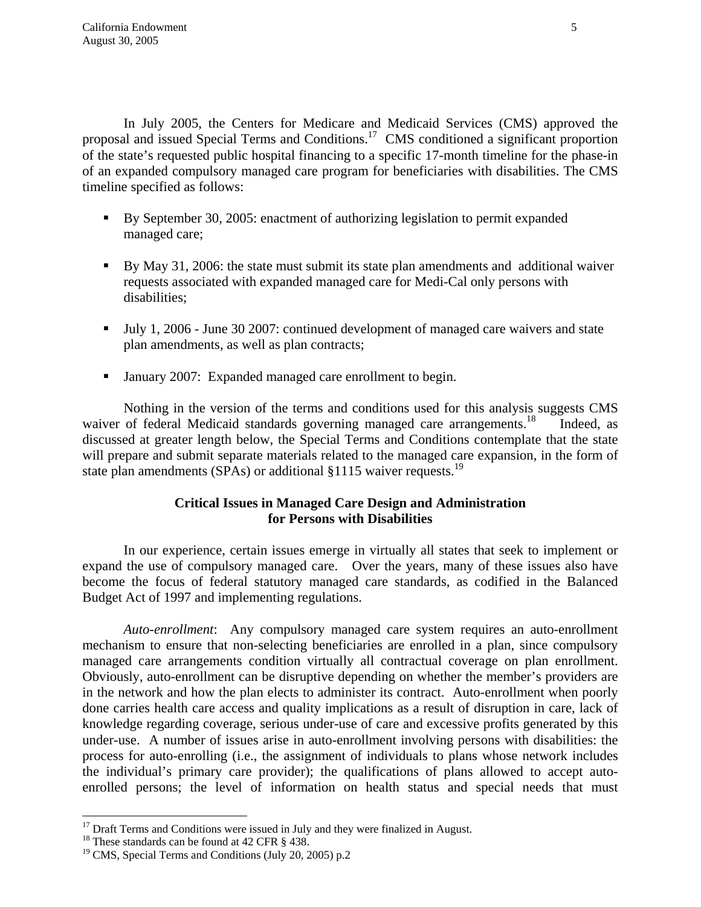In July 2005, the Centers for Medicare and Medicaid Services (CMS) approved the proposal and issued Special Terms and Conditions.[17] CMS conditioned a significant proportion of the state's requested public hospital financing to a specific 17-month timeline for the phase-in of an expanded compulsory managed care program for beneficiaries with disabilities. The CMS timeline specified as follows:

- By September 30, 2005: enactment of authorizing legislation to permit expanded managed care;
- By May 31, 2006: the state must submit its state plan amendments and additional waiver requests associated with expanded managed care for Medi-Cal only persons with disabilities;
- July 1, 2006 - June 30 2007: continued development of managed care waivers and state plan amendments, as well as plan contracts;
- January 2007: Expanded managed care enrollment to begin.

Nothing in the version of the terms and conditions used for this analysis suggests CMS waiver of federal Medicaid standards governing managed care arrangements.[18] Indeed, as discussed at greater length below, the Special Terms and Conditions contemplate that the state will prepare and submit separate materials related to the managed care expansion, in the form of state plan amendments (SPAs) or additional §1115 waiver requests.[19]

**Critical Issues in Managed Care Design and Administration for Persons with Disabilities**

In our experience, certain issues emerge in virtually all states that seek to implement or expand the use of compulsory managed care. Over the years, many of these issues also have become the focus of federal statutory managed care standards, as codified in the Balanced Budget Act of 1997 and implementing regulations.

*Auto-enrollment*: Any compulsory managed care system requires an auto-enrollment mechanism to ensure that non-selecting beneficiaries are enrolled in a plan, since compulsory managed care arrangements condition virtually all contractual coverage on plan enrollment. Obviously, auto-enrollment can be disruptive depending on whether the member's providers are in the network and how the plan elects to administer its contract. Auto-enrollment when poorly done carries health care access and quality implications as a result of disruption in care, lack of knowledge regarding coverage, serious under-use of care and excessive profits generated by this under-use. A number of issues arise in auto-enrollment involving persons with disabilities: the process for auto-enrolling (i.e., the assignment of individuals to plans whose network includes the individual's primary care provider); the qualifications of plans allowed to accept auto-enrolled persons; the level of information on health status and special needs that must

---

[17] Draft Terms and Conditions were issued in July and they were finalized in August.

[18] These standards can be found at 42 CFR § 438.

[19] CMS, Special Terms and Conditions (July 20, 2005) p.2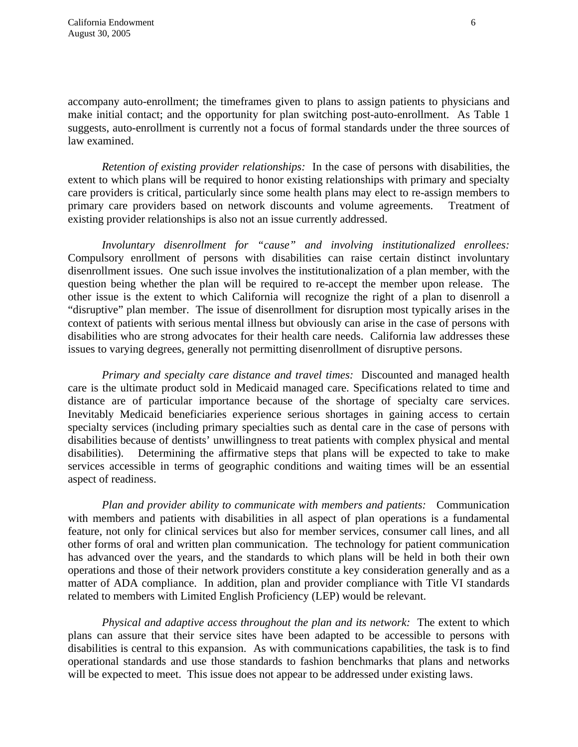accompany auto-enrollment; the timeframes given to plans to assign patients to physicians and make initial contact; and the opportunity for plan switching post-auto-enrollment. As Table 1 suggests, auto-enrollment is currently not a focus of formal standards under the three sources of law examined.

*Retention of existing provider relationships:* In the case of persons with disabilities, the extent to which plans will be required to honor existing relationships with primary and specialty care providers is critical, particularly since some health plans may elect to re-assign members to primary care providers based on network discounts and volume agreements. Treatment of existing provider relationships is also not an issue currently addressed.

*Involuntary disenrollment for "cause" and involving institutionalized enrollees:* Compulsory enrollment of persons with disabilities can raise certain distinct involuntary disenrollment issues. One such issue involves the institutionalization of a plan member, with the question being whether the plan will be required to re-accept the member upon release. The other issue is the extent to which California will recognize the right of a plan to disenroll a "disruptive" plan member. The issue of disenrollment for disruption most typically arises in the context of patients with serious mental illness but obviously can arise in the case of persons with disabilities who are strong advocates for their health care needs. California law addresses these issues to varying degrees, generally not permitting disenrollment of disruptive persons.

*Primary and specialty care distance and travel times:* Discounted and managed health care is the ultimate product sold in Medicaid managed care. Specifications related to time and distance are of particular importance because of the shortage of specialty care services. Inevitably Medicaid beneficiaries experience serious shortages in gaining access to certain specialty services (including primary specialties such as dental care in the case of persons with disabilities because of dentists' unwillingness to treat patients with complex physical and mental disabilities). Determining the affirmative steps that plans will be expected to take to make services accessible in terms of geographic conditions and waiting times will be an essential aspect of readiness.

*Plan and provider ability to communicate with members and patients:* Communication with members and patients with disabilities in all aspect of plan operations is a fundamental feature, not only for clinical services but also for member services, consumer call lines, and all other forms of oral and written plan communication. The technology for patient communication has advanced over the years, and the standards to which plans will be held in both their own operations and those of their network providers constitute a key consideration generally and as a matter of ADA compliance. In addition, plan and provider compliance with Title VI standards related to members with Limited English Proficiency (LEP) would be relevant.

*Physical and adaptive access throughout the plan and its network:* The extent to which plans can assure that their service sites have been adapted to be accessible to persons with disabilities is central to this expansion. As with communications capabilities, the task is to find operational standards and use those standards to fashion benchmarks that plans and networks will be expected to meet. This issue does not appear to be addressed under existing laws.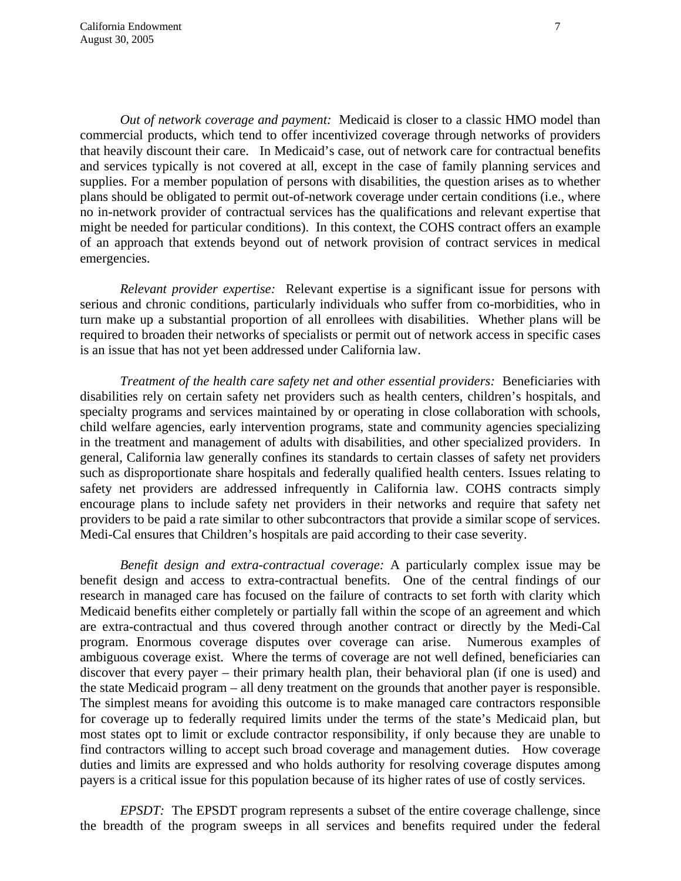*Out of network coverage and payment:* Medicaid is closer to a classic HMO model than commercial products, which tend to offer incentivized coverage through networks of providers that heavily discount their care. In Medicaid's case, out of network care for contractual benefits and services typically is not covered at all, except in the case of family planning services and supplies. For a member population of persons with disabilities, the question arises as to whether plans should be obligated to permit out-of-network coverage under certain conditions (i.e., where no in-network provider of contractual services has the qualifications and relevant expertise that might be needed for particular conditions). In this context, the COHS contract offers an example of an approach that extends beyond out of network provision of contract services in medical emergencies.

*Relevant provider expertise:* Relevant expertise is a significant issue for persons with serious and chronic conditions, particularly individuals who suffer from co-morbidities, who in turn make up a substantial proportion of all enrollees with disabilities. Whether plans will be required to broaden their networks of specialists or permit out of network access in specific cases is an issue that has not yet been addressed under California law.

*Treatment of the health care safety net and other essential providers:* Beneficiaries with disabilities rely on certain safety net providers such as health centers, children's hospitals, and specialty programs and services maintained by or operating in close collaboration with schools, child welfare agencies, early intervention programs, state and community agencies specializing in the treatment and management of adults with disabilities, and other specialized providers. In general, California law generally confines its standards to certain classes of safety net providers such as disproportionate share hospitals and federally qualified health centers. Issues relating to safety net providers are addressed infrequently in California law. COHS contracts simply encourage plans to include safety net providers in their networks and require that safety net providers to be paid a rate similar to other subcontractors that provide a similar scope of services. Medi-Cal ensures that Children's hospitals are paid according to their case severity.

*Benefit design and extra-contractual coverage:* A particularly complex issue may be benefit design and access to extra-contractual benefits. One of the central findings of our research in managed care has focused on the failure of contracts to set forth with clarity which Medicaid benefits either completely or partially fall within the scope of an agreement and which are extra-contractual and thus covered through another contract or directly by the Medi-Cal program. Enormous coverage disputes over coverage can arise. Numerous examples of ambiguous coverage exist. Where the terms of coverage are not well defined, beneficiaries can discover that every payer – their primary health plan, their behavioral plan (if one is used) and the state Medicaid program – all deny treatment on the grounds that another payer is responsible. The simplest means for avoiding this outcome is to make managed care contractors responsible for coverage up to federally required limits under the terms of the state's Medicaid plan, but most states opt to limit or exclude contractor responsibility, if only because they are unable to find contractors willing to accept such broad coverage and management duties. How coverage duties and limits are expressed and who holds authority for resolving coverage disputes among payers is a critical issue for this population because of its higher rates of use of costly services.

*EPSDT:* The EPSDT program represents a subset of the entire coverage challenge, since the breadth of the program sweeps in all services and benefits required under the federal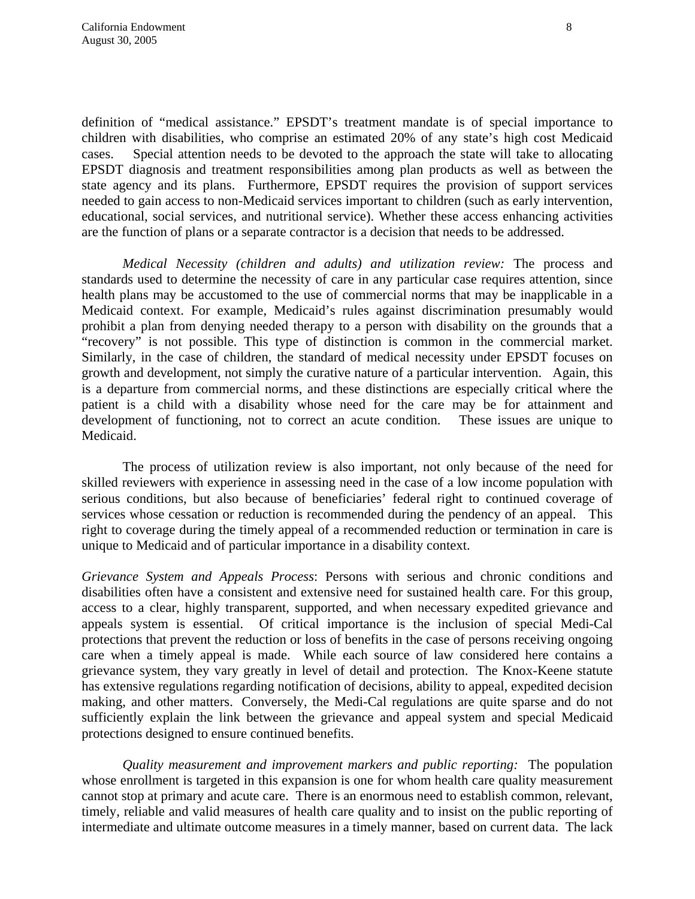definition of "medical assistance." EPSDT's treatment mandate is of special importance to children with disabilities, who comprise an estimated 20% of any state's high cost Medicaid cases. Special attention needs to be devoted to the approach the state will take to allocating EPSDT diagnosis and treatment responsibilities among plan products as well as between the state agency and its plans. Furthermore, EPSDT requires the provision of support services needed to gain access to non-Medicaid services important to children (such as early intervention, educational, social services, and nutritional service). Whether these access enhancing activities are the function of plans or a separate contractor is a decision that needs to be addressed.

*Medical Necessity (children and adults) and utilization review:* The process and standards used to determine the necessity of care in any particular case requires attention, since health plans may be accustomed to the use of commercial norms that may be inapplicable in a Medicaid context. For example, Medicaid's rules against discrimination presumably would prohibit a plan from denying needed therapy to a person with disability on the grounds that a "recovery" is not possible. This type of distinction is common in the commercial market. Similarly, in the case of children, the standard of medical necessity under EPSDT focuses on growth and development, not simply the curative nature of a particular intervention. Again, this is a departure from commercial norms, and these distinctions are especially critical where the patient is a child with a disability whose need for the care may be for attainment and development of functioning, not to correct an acute condition. These issues are unique to Medicaid.

The process of utilization review is also important, not only because of the need for skilled reviewers with experience in assessing need in the case of a low income population with serious conditions, but also because of beneficiaries' federal right to continued coverage of services whose cessation or reduction is recommended during the pendency of an appeal. This right to coverage during the timely appeal of a recommended reduction or termination in care is unique to Medicaid and of particular importance in a disability context.

*Grievance System and Appeals Process*: Persons with serious and chronic conditions and disabilities often have a consistent and extensive need for sustained health care. For this group, access to a clear, highly transparent, supported, and when necessary expedited grievance and appeals system is essential. Of critical importance is the inclusion of special Medi-Cal protections that prevent the reduction or loss of benefits in the case of persons receiving ongoing care when a timely appeal is made. While each source of law considered here contains a grievance system, they vary greatly in level of detail and protection. The Knox-Keene statute has extensive regulations regarding notification of decisions, ability to appeal, expedited decision making, and other matters. Conversely, the Medi-Cal regulations are quite sparse and do not sufficiently explain the link between the grievance and appeal system and special Medicaid protections designed to ensure continued benefits.

*Quality measurement and improvement markers and public reporting:* The population whose enrollment is targeted in this expansion is one for whom health care quality measurement cannot stop at primary and acute care. There is an enormous need to establish common, relevant, timely, reliable and valid measures of health care quality and to insist on the public reporting of intermediate and ultimate outcome measures in a timely manner, based on current data. The lack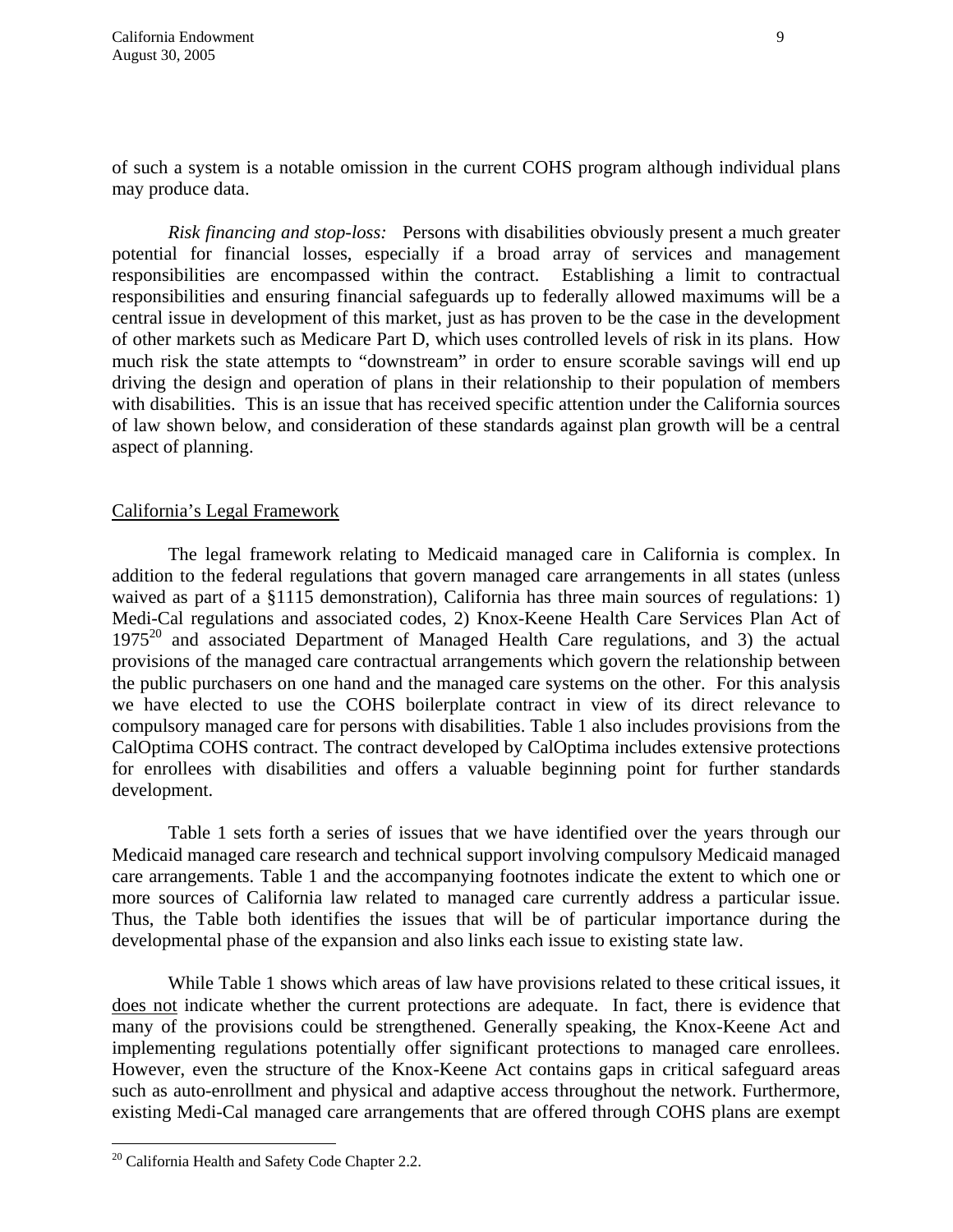of such a system is a notable omission in the current COHS program although individual plans may produce data.

*Risk financing and stop-loss:* Persons with disabilities obviously present a much greater potential for financial losses, especially if a broad array of services and management responsibilities are encompassed within the contract. Establishing a limit to contractual responsibilities and ensuring financial safeguards up to federally allowed maximums will be a central issue in development of this market, just as has proven to be the case in the development of other markets such as Medicare Part D, which uses controlled levels of risk in its plans. How much risk the state attempts to "downstream" in order to ensure scorable savings will end up driving the design and operation of plans in their relationship to their population of members with disabilities. This is an issue that has received specific attention under the California sources of law shown below, and consideration of these standards against plan growth will be a central aspect of planning.

## California's Legal Framework

The legal framework relating to Medicaid managed care in California is complex. In addition to the federal regulations that govern managed care arrangements in all states (unless waived as part of a §1115 demonstration), California has three main sources of regulations: 1) Medi-Cal regulations and associated codes, 2) Knox-Keene Health Care Services Plan Act of 1975[20] and associated Department of Managed Health Care regulations, and 3) the actual provisions of the managed care contractual arrangements which govern the relationship between the public purchasers on one hand and the managed care systems on the other. For this analysis we have elected to use the COHS boilerplate contract in view of its direct relevance to compulsory managed care for persons with disabilities. Table 1 also includes provisions from the CalOptima COHS contract. The contract developed by CalOptima includes extensive protections for enrollees with disabilities and offers a valuable beginning point for further standards development.

Table 1 sets forth a series of issues that we have identified over the years through our Medicaid managed care research and technical support involving compulsory Medicaid managed care arrangements. Table 1 and the accompanying footnotes indicate the extent to which one or more sources of California law related to managed care currently address a particular issue. Thus, the Table both identifies the issues that will be of particular importance during the developmental phase of the expansion and also links each issue to existing state law.

While Table 1 shows which areas of law have provisions related to these critical issues, it does not indicate whether the current protections are adequate. In fact, there is evidence that many of the provisions could be strengthened. Generally speaking, the Knox-Keene Act and implementing regulations potentially offer significant protections to managed care enrollees. However, even the structure of the Knox-Keene Act contains gaps in critical safeguard areas such as auto-enrollment and physical and adaptive access throughout the network. Furthermore, existing Medi-Cal managed care arrangements that are offered through COHS plans are exempt

[20] California Health and Safety Code Chapter 2.2.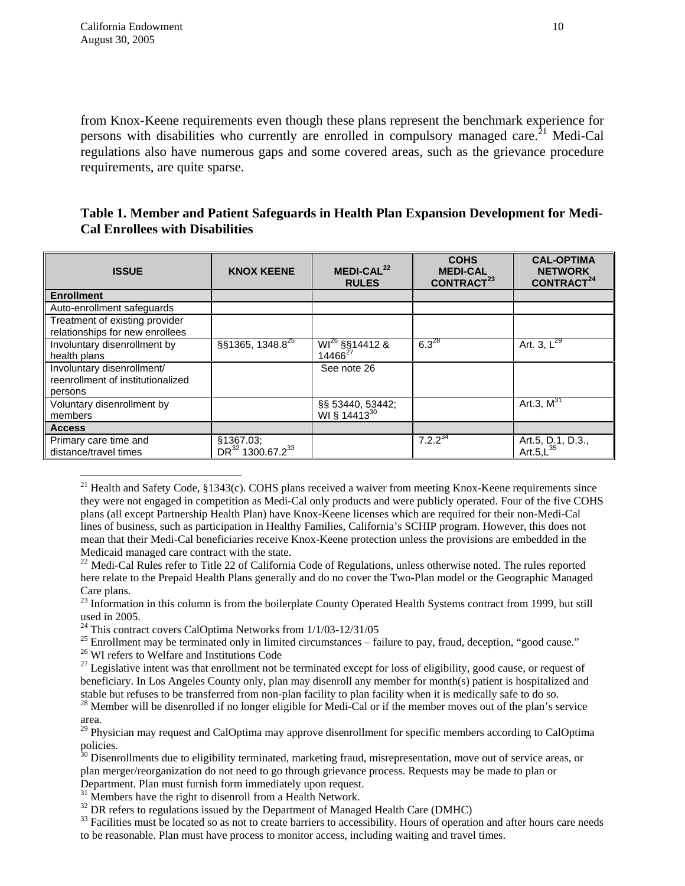from Knox-Keene requirements even though these plans represent the benchmark experience for persons with disabilities who currently are enrolled in compulsory managed care.[21] Medi-Cal regulations also have numerous gaps and some covered areas, such as the grievance procedure requirements, are quite sparse.

**Table 1. Member and Patient Safeguards in Health Plan Expansion Development for Medi-Cal Enrollees with Disabilities**

| ISSUE | KNOX KEENE | MEDI-CAL[22] RULES | COHS MEDI-CAL CONTRACT[23] | CAL-OPTIMA NETWORK CONTRACT[24] |
|---|---|---|---|---|
| **Enrollment** | | | | |
| Auto-enrollment safeguards | | | | |
| Treatment of existing provider relationships for new enrollees | | | | |
| Involuntary disenrollment by health plans | §§1365, 1348.8[25] | WI[26] §§14412 & 14466[27] | 6.3[28] | Art. 3, L[29] |
| Involuntary disenrollment/ reenrollment of institutionalized persons | | See note 26 | | |
| Voluntary disenrollment by members | | §§ 53440, 53442; WI § 14413[30] | | Art.3, M[31] |
| **Access** | | | | |
| Primary care time and distance/travel times | §1367.03; DR[32] 1300.67.2[33] | | 7.2.2[34] | Art.5, D.1, D.3., Art.5,L[35] |

[21] Health and Safety Code, §1343(c). COHS plans received a waiver from meeting Knox-Keene requirements since they were not engaged in competition as Medi-Cal only products and were publicly operated. Four of the five COHS plans (all except Partnership Health Plan) have Knox-Keene licenses which are required for their non-Medi-Cal lines of business, such as participation in Healthy Families, California's SCHIP program. However, this does not mean that their Medi-Cal beneficiaries receive Knox-Keene protection unless the provisions are embedded in the Medicaid managed care contract with the state.

[22] Medi-Cal Rules refer to Title 22 of California Code of Regulations, unless otherwise noted. The rules reported here relate to the Prepaid Health Plans generally and do no cover the Two-Plan model or the Geographic Managed Care plans.

[23] Information in this column is from the boilerplate County Operated Health Systems contract from 1999, but still used in 2005.

[24] This contract covers CalOptima Networks from 1/1/03-12/31/05

[25] Enrollment may be terminated only in limited circumstances – failure to pay, fraud, deception, "good cause."

[26] WI refers to Welfare and Institutions Code

[27] Legislative intent was that enrollment not be terminated except for loss of eligibility, good cause, or request of beneficiary. In Los Angeles County only, plan may disenroll any member for month(s) patient is hospitalized and stable but refuses to be transferred from non-plan facility to plan facility when it is medically safe to do so.

[28] Member will be disenrolled if no longer eligible for Medi-Cal or if the member moves out of the plan's service area.

[29] Physician may request and CalOptima may approve disenrollment for specific members according to CalOptima policies.

[30] Disenrollments due to eligibility terminated, marketing fraud, misrepresentation, move out of service areas, or plan merger/reorganization do not need to go through grievance process. Requests may be made to plan or Department. Plan must furnish form immediately upon request.

[31] Members have the right to disenroll from a Health Network.

[32] DR refers to regulations issued by the Department of Managed Health Care (DMHC)

[33] Facilities must be located so as not to create barriers to accessibility. Hours of operation and after hours care needs to be reasonable. Plan must have process to monitor access, including waiting and travel times.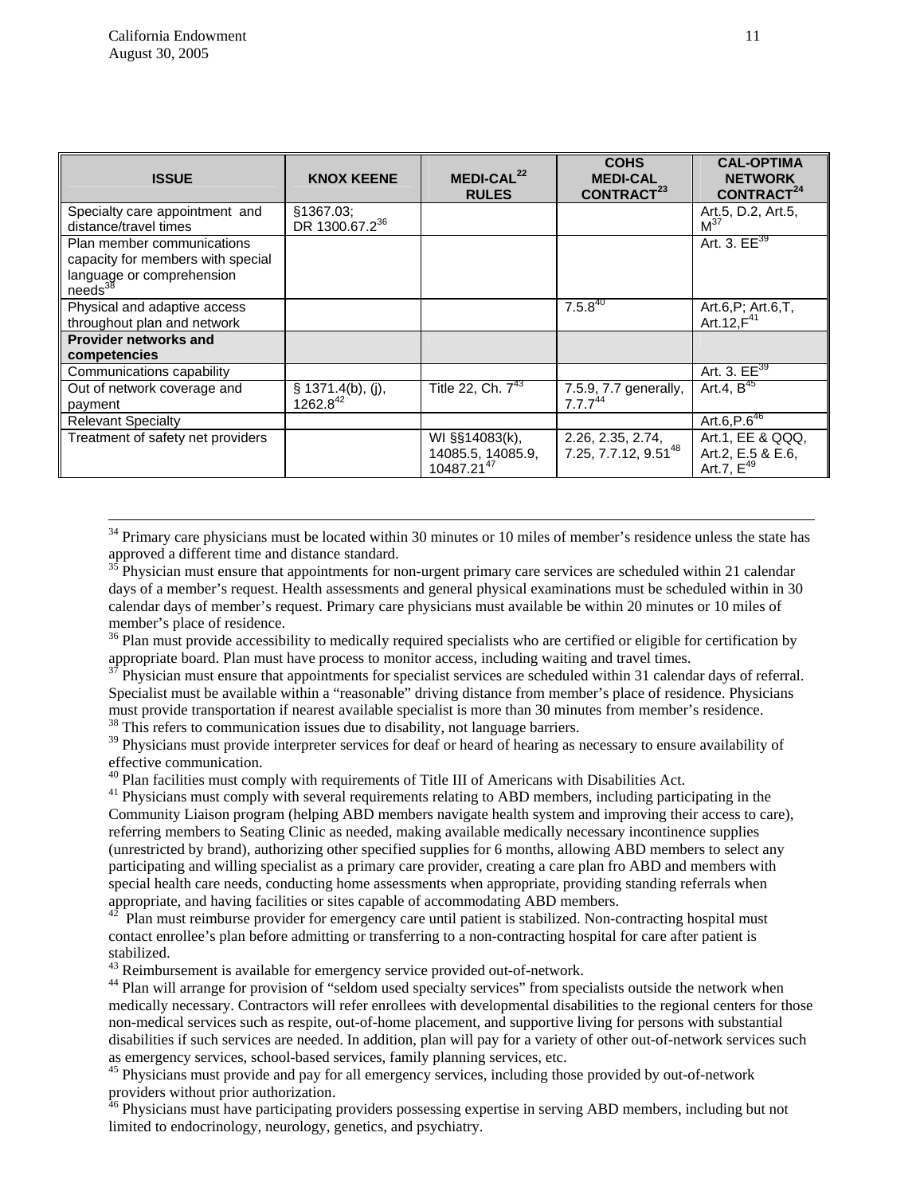| ISSUE | KNOX KEENE | MEDI-CAL[22] RULES | COHS MEDI-CAL CONTRACT[23] | CAL-OPTIMA NETWORK CONTRACT[24] |
|---|---|---|---|---|
| Specialty care appointment and distance/travel times | §1367.03; DR 1300.67.2[36] | | | Art.5, D.2, Art.5, M[37] |
| Plan member communications capacity for members with special language or comprehension needs[38] | | | | Art. 3. EE[39] |
| Physical and adaptive access throughout plan and network | | | 7.5.8[40] | Art.6,P; Art.6,T, Art.12,F[41] |
| **Provider networks and competencies** | | | | |
| Communications capability | | | | Art. 3. EE[39] |
| Out of network coverage and payment | § 1371.4(b), (j), 1262.8[42] | Title 22, Ch. 7[43] | 7.5.9, 7.7 generally, 7.7.7[44] | Art.4, B[45] |
| Relevant Specialty | | | | Art.6,P.6[46] |
| Treatment of safety net providers | | WI §§14083(k), 14085.5, 14085.9, 10487.21[47] | 2.26, 2.35, 2.74, 7.25, 7.7.12, 9.51[48] | Art.1, EE & QQQ, Art.2, E.5 & E.6, Art.7, E[49] |

---

[34] Primary care physicians must be located within 30 minutes or 10 miles of member's residence unless the state has approved a different time and distance standard.

[35] Physician must ensure that appointments for non-urgent primary care services are scheduled within 21 calendar days of a member's request. Health assessments and general physical examinations must be scheduled within in 30 calendar days of member's request. Primary care physicians must available be within 20 minutes or 10 miles of member's place of residence.

[36] Plan must provide accessibility to medically required specialists who are certified or eligible for certification by appropriate board. Plan must have process to monitor access, including waiting and travel times.

[37] Physician must ensure that appointments for specialist services are scheduled within 31 calendar days of referral. Specialist must be available within a "reasonable" driving distance from member's place of residence. Physicians must provide transportation if nearest available specialist is more than 30 minutes from member's residence.

[38] This refers to communication issues due to disability, not language barriers.

[39] Physicians must provide interpreter services for deaf or heard of hearing as necessary to ensure availability of effective communication.

[40] Plan facilities must comply with requirements of Title III of Americans with Disabilities Act.

[41] Physicians must comply with several requirements relating to ABD members, including participating in the Community Liaison program (helping ABD members navigate health system and improving their access to care), referring members to Seating Clinic as needed, making available medically necessary incontinence supplies (unrestricted by brand), authorizing other specified supplies for 6 months, allowing ABD members to select any participating and willing specialist as a primary care provider, creating a care plan fro ABD and members with special health care needs, conducting home assessments when appropriate, providing standing referrals when appropriate, and having facilities or sites capable of accommodating ABD members.

[42] Plan must reimburse provider for emergency care until patient is stabilized. Non-contracting hospital must contact enrollee's plan before admitting or transferring to a non-contracting hospital for care after patient is stabilized.

[43] Reimbursement is available for emergency service provided out-of-network.

[44] Plan will arrange for provision of "seldom used specialty services" from specialists outside the network when medically necessary. Contractors will refer enrollees with developmental disabilities to the regional centers for those non-medical services such as respite, out-of-home placement, and supportive living for persons with substantial disabilities if such services are needed. In addition, plan will pay for a variety of other out-of-network services such as emergency services, school-based services, family planning services, etc.

[45] Physicians must provide and pay for all emergency services, including those provided by out-of-network providers without prior authorization.

[46] Physicians must have participating providers possessing expertise in serving ABD members, including but not limited to endocrinology, neurology, genetics, and psychiatry.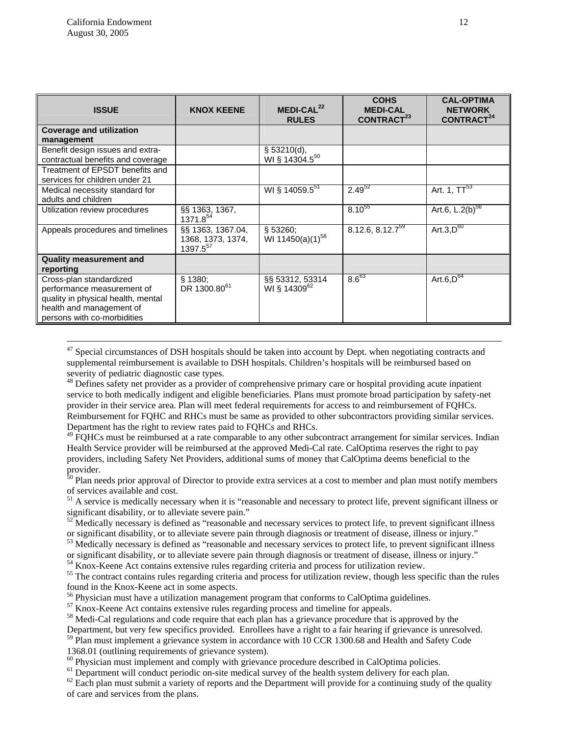| ISSUE | KNOX KEENE | MEDI-CAL[22] RULES | COHS MEDI-CAL CONTRACT[23] | CAL-OPTIMA NETWORK CONTRACT[24] |
|---|---|---|---|---|
| **Coverage and utilization management** | | | | |
| Benefit design issues and extra-contractual benefits and coverage | | § 53210(d), WI § 14304.5[50] | | |
| Treatment of EPSDT benefits and services for children under 21 | | | | |
| Medical necessity standard for adults and children | | WI § 14059.5[51] | 2.49[52] | Art. 1, TT[53] |
| Utilization review procedures | §§ 1363, 1367, 1371.8[54] | | 8.10[55] | Art.6, L.2(b)[56] |
| Appeals procedures and timelines | §§ 1363, 1367.04, 1368, 1373, 1374, 1397.5[57] | § 53260; WI 11450(a)(1)[58] | 8.12.6, 8.12.7[59] | Art.3,D[60] |
| **Quality measurement and reporting** | | | | |
| Cross-plan standardized performance measurement of quality in physical health, mental health and management of persons with co-morbidities | § 1380; DR 1300.80[61] | §§ 53312, 53314 WI § 14309[62] | 8.6[63] | Art.6,D[64] |

---

[47] Special circumstances of DSH hospitals should be taken into account by Dept. when negotiating contracts and supplemental reimbursement is available to DSH hospitals. Children's hospitals will be reimbursed based on severity of pediatric diagnostic case types.

[48] Defines safety net provider as a provider of comprehensive primary care or hospital providing acute inpatient service to both medically indigent and eligible beneficiaries. Plans must promote broad participation by safety-net provider in their service area. Plan will meet federal requirements for access to and reimbursement of FQHCs. Reimbursement for FQHC and RHCs must be same as provided to other subcontractors providing similar services. Department has the right to review rates paid to FQHCs and RHCs.

[49] FQHCs must be reimbursed at a rate comparable to any other subcontract arrangement for similar services. Indian Health Service provider will be reimbursed at the approved Medi-Cal rate. CalOptima reserves the right to pay providers, including Safety Net Providers, additional sums of money that CalOptima deems beneficial to the provider.

[50] Plan needs prior approval of Director to provide extra services at a cost to member and plan must notify members of services available and cost.

[51] A service is medically necessary when it is "reasonable and necessary to protect life, prevent significant illness or significant disability, or to alleviate severe pain."

[52] Medically necessary is defined as "reasonable and necessary services to protect life, to prevent significant illness or significant disability, or to alleviate severe pain through diagnosis or treatment of disease, illness or injury."

[53] Medically necessary is defined as "reasonable and necessary services to protect life, to prevent significant illness or significant disability, or to alleviate severe pain through diagnosis or treatment of disease, illness or injury."

[54] Knox-Keene Act contains extensive rules regarding criteria and process for utilization review.

[55] The contract contains rules regarding criteria and process for utilization review, though less specific than the rules found in the Knox-Keene act in some aspects.

[56] Physician must have a utilization management program that conforms to CalOptima guidelines.

[57] Knox-Keene Act contains extensive rules regarding process and timeline for appeals.

[58] Medi-Cal regulations and code require that each plan has a grievance procedure that is approved by the Department, but very few specifics provided. Enrollees have a right to a fair hearing if grievance is unresolved.

[59] Plan must implement a grievance system in accordance with 10 CCR 1300.68 and Health and Safety Code 1368.01 (outlining requirements of grievance system).

[60] Physician must implement and comply with grievance procedure described in CalOptima policies.

[61] Department will conduct periodic on-site medical survey of the health system delivery for each plan.

[62] Each plan must submit a variety of reports and the Department will provide for a continuing study of the quality of care and services from the plans.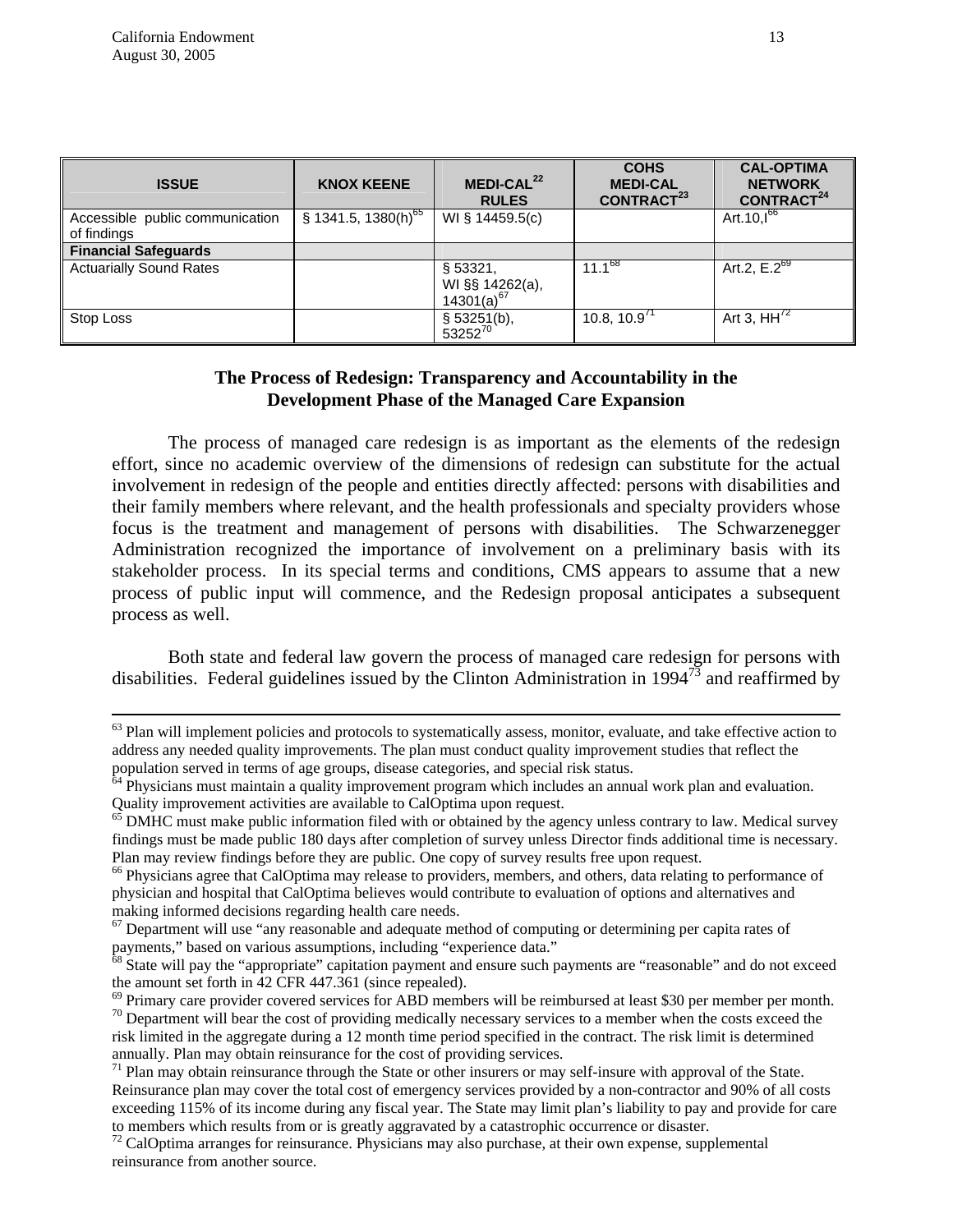| ISSUE | KNOX KEENE | MEDI-CAL[22] RULES | COHS MEDI-CAL CONTRACT[23] | CAL-OPTIMA NETWORK CONTRACT[24] |
|---|---|---|---|---|
| Accessible public communication of findings | § 1341.5, 1380(h)[65] | WI § 14459.5(c) | | Art.10,I[66] |
| **Financial Safeguards** | | | | |
| Actuarially Sound Rates | | § 53321, WI §§ 14262(a), 14301(a)[67] | 11.1[68] | Art.2, E.2[69] |
| Stop Loss | | § 53251(b), 53252[70] | 10.8, 10.9[71] | Art 3, HH[72] |

## The Process of Redesign: Transparency and Accountability in the Development Phase of the Managed Care Expansion

The process of managed care redesign is as important as the elements of the redesign effort, since no academic overview of the dimensions of redesign can substitute for the actual involvement in redesign of the people and entities directly affected: persons with disabilities and their family members where relevant, and the health professionals and specialty providers whose focus is the treatment and management of persons with disabilities. The Schwarzenegger Administration recognized the importance of involvement on a preliminary basis with its stakeholder process. In its special terms and conditions, CMS appears to assume that a new process of public input will commence, and the Redesign proposal anticipates a subsequent process as well.

Both state and federal law govern the process of managed care redesign for persons with disabilities. Federal guidelines issued by the Clinton Administration in 1994[73] and reaffirmed by

---

[63] Plan will implement policies and protocols to systematically assess, monitor, evaluate, and take effective action to address any needed quality improvements. The plan must conduct quality improvement studies that reflect the population served in terms of age groups, disease categories, and special risk status.

[64] Physicians must maintain a quality improvement program which includes an annual work plan and evaluation. Quality improvement activities are available to CalOptima upon request.

[65] DMHC must make public information filed with or obtained by the agency unless contrary to law. Medical survey findings must be made public 180 days after completion of survey unless Director finds additional time is necessary. Plan may review findings before they are public. One copy of survey results free upon request.

[66] Physicians agree that CalOptima may release to providers, members, and others, data relating to performance of physician and hospital that CalOptima believes would contribute to evaluation of options and alternatives and making informed decisions regarding health care needs.

[67] Department will use "any reasonable and adequate method of computing or determining per capita rates of payments," based on various assumptions, including "experience data."

[68] State will pay the "appropriate" capitation payment and ensure such payments are "reasonable" and do not exceed the amount set forth in 42 CFR 447.361 (since repealed).

[69] Primary care provider covered services for ABD members will be reimbursed at least $30 per member per month.

[70] Department will bear the cost of providing medically necessary services to a member when the costs exceed the risk limited in the aggregate during a 12 month time period specified in the contract. The risk limit is determined annually. Plan may obtain reinsurance for the cost of providing services.

[71] Plan may obtain reinsurance through the State or other insurers or may self-insure with approval of the State. Reinsurance plan may cover the total cost of emergency services provided by a non-contractor and 90% of all costs exceeding 115% of its income during any fiscal year. The State may limit plan's liability to pay and provide for care to members which results from or is greatly aggravated by a catastrophic occurrence or disaster.

[72] CalOptima arranges for reinsurance. Physicians may also purchase, at their own expense, supplemental reinsurance from another source.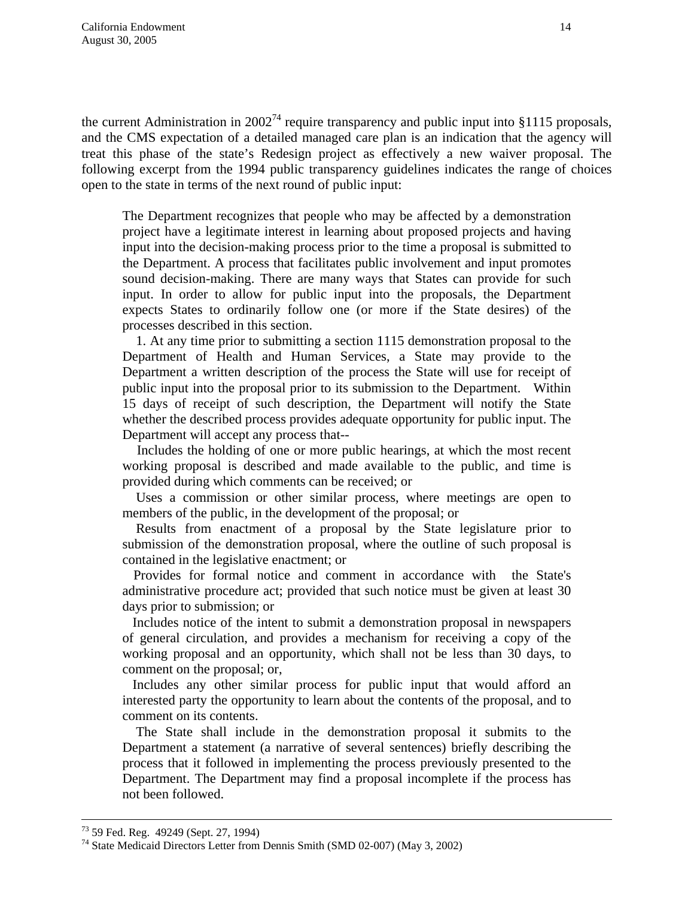the current Administration in 2002[74] require transparency and public input into §1115 proposals, and the CMS expectation of a detailed managed care plan is an indication that the agency will treat this phase of the state's Redesign project as effectively a new waiver proposal. The following excerpt from the 1994 public transparency guidelines indicates the range of choices open to the state in terms of the next round of public input:

> The Department recognizes that people who may be affected by a demonstration project have a legitimate interest in learning about proposed projects and having input into the decision-making process prior to the time a proposal is submitted to the Department. A process that facilitates public involvement and input promotes sound decision-making. There are many ways that States can provide for such input. In order to allow for public input into the proposals, the Department expects States to ordinarily follow one (or more if the State desires) of the processes described in this section.
>
> 1. At any time prior to submitting a section 1115 demonstration proposal to the Department of Health and Human Services, a State may provide to the Department a written description of the process the State will use for receipt of public input into the proposal prior to its submission to the Department. Within 15 days of receipt of such description, the Department will notify the State whether the described process provides adequate opportunity for public input. The Department will accept any process that--
>
> Includes the holding of one or more public hearings, at which the most recent working proposal is described and made available to the public, and time is provided during which comments can be received; or
>
> Uses a commission or other similar process, where meetings are open to members of the public, in the development of the proposal; or
>
> Results from enactment of a proposal by the State legislature prior to submission of the demonstration proposal, where the outline of such proposal is contained in the legislative enactment; or
>
> Provides for formal notice and comment in accordance with the State's administrative procedure act; provided that such notice must be given at least 30 days prior to submission; or
>
> Includes notice of the intent to submit a demonstration proposal in newspapers of general circulation, and provides a mechanism for receiving a copy of the working proposal and an opportunity, which shall not be less than 30 days, to comment on the proposal; or,
>
> Includes any other similar process for public input that would afford an interested party the opportunity to learn about the contents of the proposal, and to comment on its contents.
>
> The State shall include in the demonstration proposal it submits to the Department a statement (a narrative of several sentences) briefly describing the process that it followed in implementing the process previously presented to the Department. The Department may find a proposal incomplete if the process has not been followed.

---

[73] 59 Fed. Reg. 49249 (Sept. 27, 1994)

[74] State Medicaid Directors Letter from Dennis Smith (SMD 02-007) (May 3, 2002)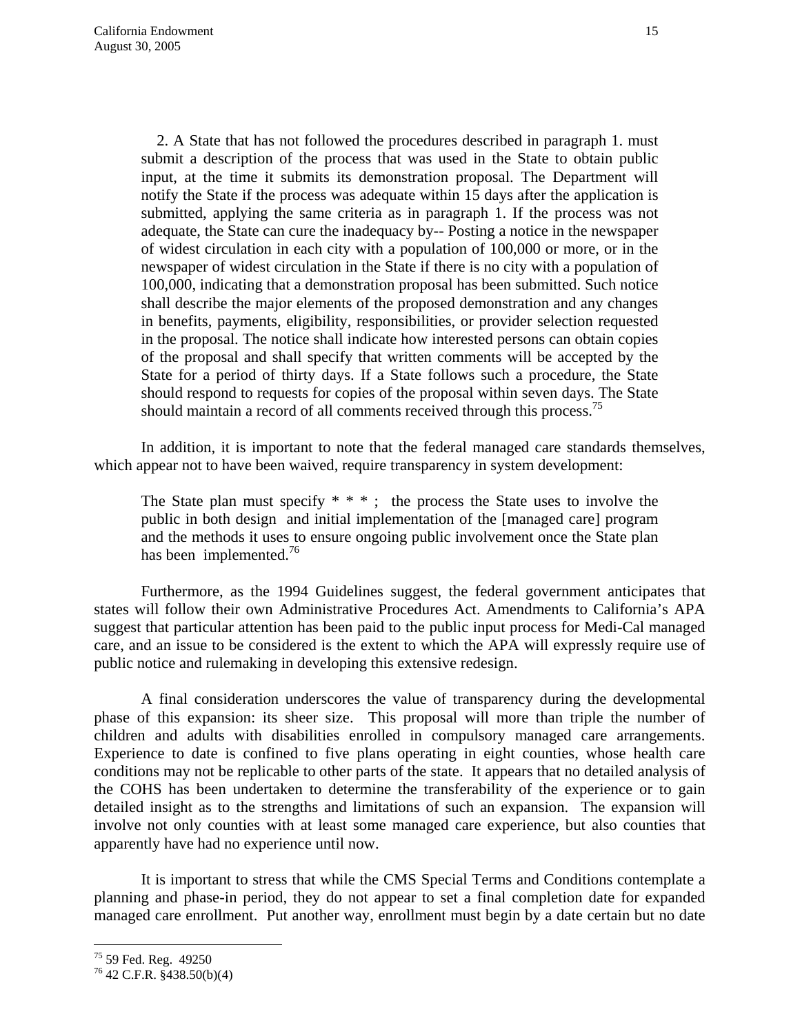> 2. A State that has not followed the procedures described in paragraph 1. must submit a description of the process that was used in the State to obtain public input, at the time it submits its demonstration proposal. The Department will notify the State if the process was adequate within 15 days after the application is submitted, applying the same criteria as in paragraph 1. If the process was not adequate, the State can cure the inadequacy by-- Posting a notice in the newspaper of widest circulation in each city with a population of 100,000 or more, or in the newspaper of widest circulation in the State if there is no city with a population of 100,000, indicating that a demonstration proposal has been submitted. Such notice shall describe the major elements of the proposed demonstration and any changes in benefits, payments, eligibility, responsibilities, or provider selection requested in the proposal. The notice shall indicate how interested persons can obtain copies of the proposal and shall specify that written comments will be accepted by the State for a period of thirty days. If a State follows such a procedure, the State should respond to requests for copies of the proposal within seven days. The State should maintain a record of all comments received through this process.[75]

In addition, it is important to note that the federal managed care standards themselves, which appear not to have been waived, require transparency in system development:

> The State plan must specify * * * ; the process the State uses to involve the public in both design and initial implementation of the [managed care] program and the methods it uses to ensure ongoing public involvement once the State plan has been implemented.[76]

Furthermore, as the 1994 Guidelines suggest, the federal government anticipates that states will follow their own Administrative Procedures Act. Amendments to California's APA suggest that particular attention has been paid to the public input process for Medi-Cal managed care, and an issue to be considered is the extent to which the APA will expressly require use of public notice and rulemaking in developing this extensive redesign.

A final consideration underscores the value of transparency during the developmental phase of this expansion: its sheer size. This proposal will more than triple the number of children and adults with disabilities enrolled in compulsory managed care arrangements. Experience to date is confined to five plans operating in eight counties, whose health care conditions may not be replicable to other parts of the state. It appears that no detailed analysis of the COHS has been undertaken to determine the transferability of the experience or to gain detailed insight as to the strengths and limitations of such an expansion. The expansion will involve not only counties with at least some managed care experience, but also counties that apparently have had no experience until now.

It is important to stress that while the CMS Special Terms and Conditions contemplate a planning and phase-in period, they do not appear to set a final completion date for expanded managed care enrollment. Put another way, enrollment must begin by a date certain but no date

---

[75] 59 Fed. Reg. 49250

[76] 42 C.F.R. §438.50(b)(4)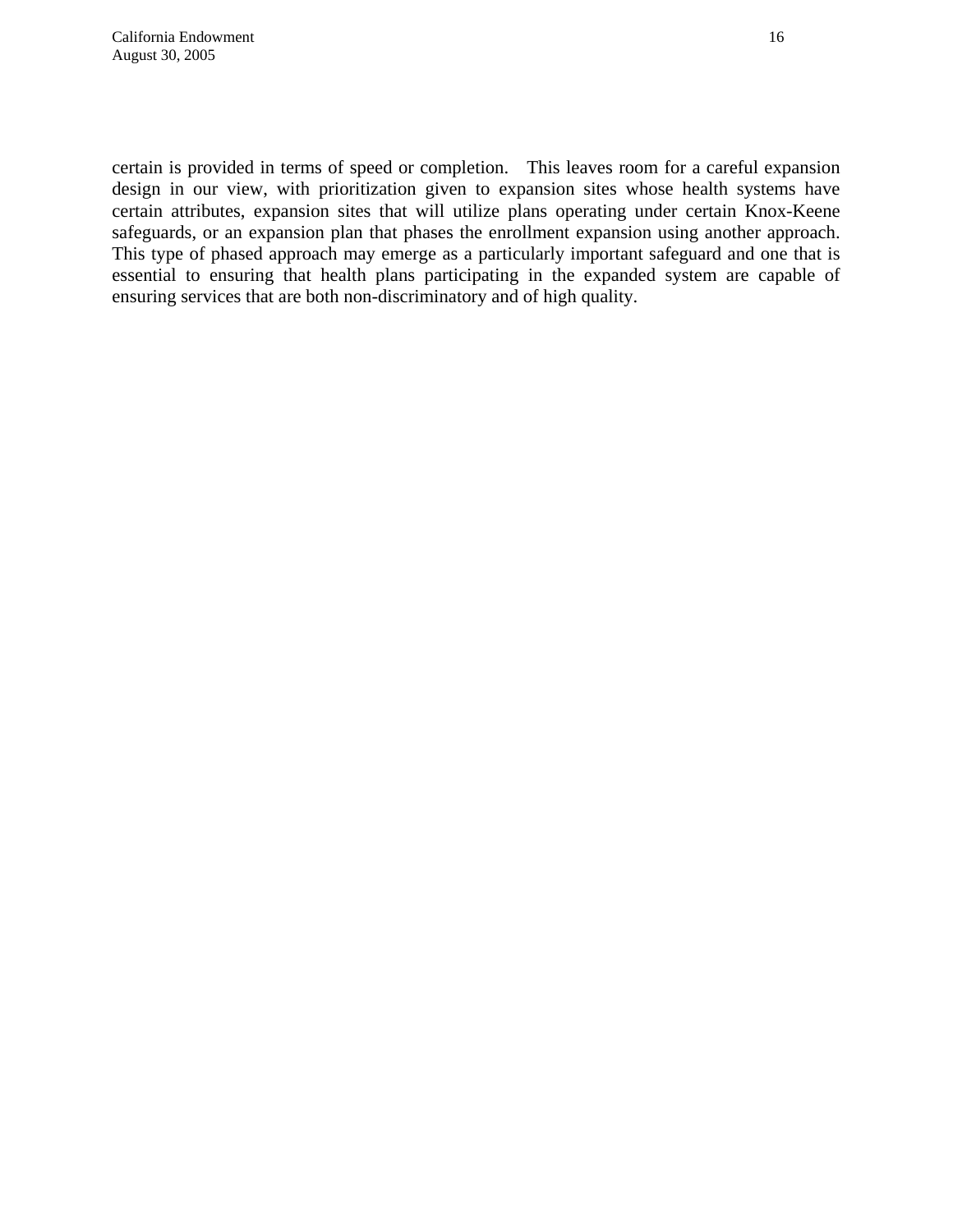certain is provided in terms of speed or completion. This leaves room for a careful expansion design in our view, with prioritization given to expansion sites whose health systems have certain attributes, expansion sites that will utilize plans operating under certain Knox-Keene safeguards, or an expansion plan that phases the enrollment expansion using another approach. This type of phased approach may emerge as a particularly important safeguard and one that is essential to ensuring that health plans participating in the expanded system are capable of ensuring services that are both non-discriminatory and of high quality.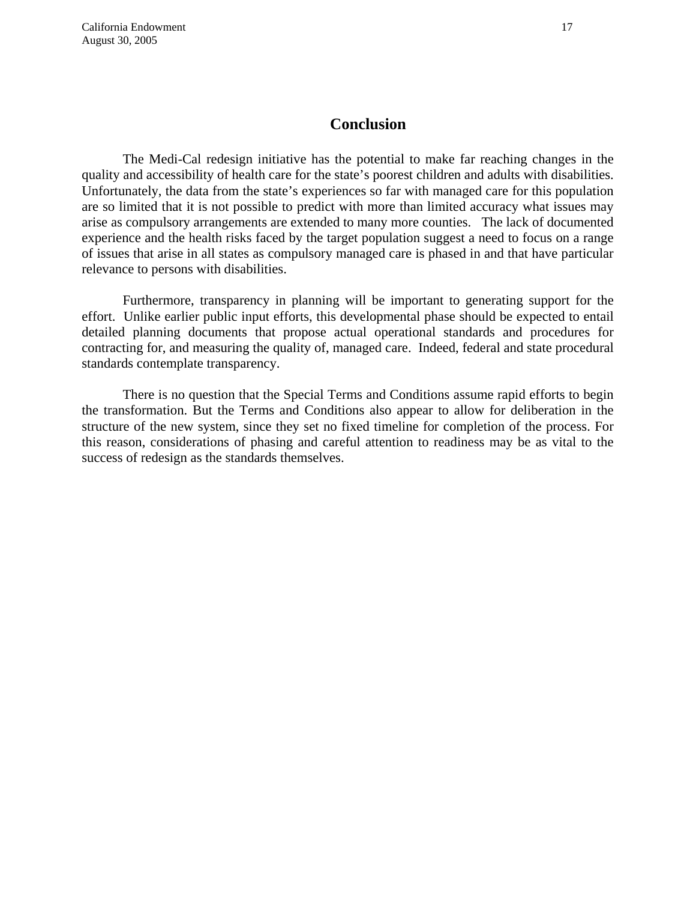## Conclusion

The Medi-Cal redesign initiative has the potential to make far reaching changes in the quality and accessibility of health care for the state's poorest children and adults with disabilities. Unfortunately, the data from the state's experiences so far with managed care for this population are so limited that it is not possible to predict with more than limited accuracy what issues may arise as compulsory arrangements are extended to many more counties. The lack of documented experience and the health risks faced by the target population suggest a need to focus on a range of issues that arise in all states as compulsory managed care is phased in and that have particular relevance to persons with disabilities.

Furthermore, transparency in planning will be important to generating support for the effort. Unlike earlier public input efforts, this developmental phase should be expected to entail detailed planning documents that propose actual operational standards and procedures for contracting for, and measuring the quality of, managed care. Indeed, federal and state procedural standards contemplate transparency.

There is no question that the Special Terms and Conditions assume rapid efforts to begin the transformation. But the Terms and Conditions also appear to allow for deliberation in the structure of the new system, since they set no fixed timeline for completion of the process. For this reason, considerations of phasing and careful attention to readiness may be as vital to the success of redesign as the standards themselves.